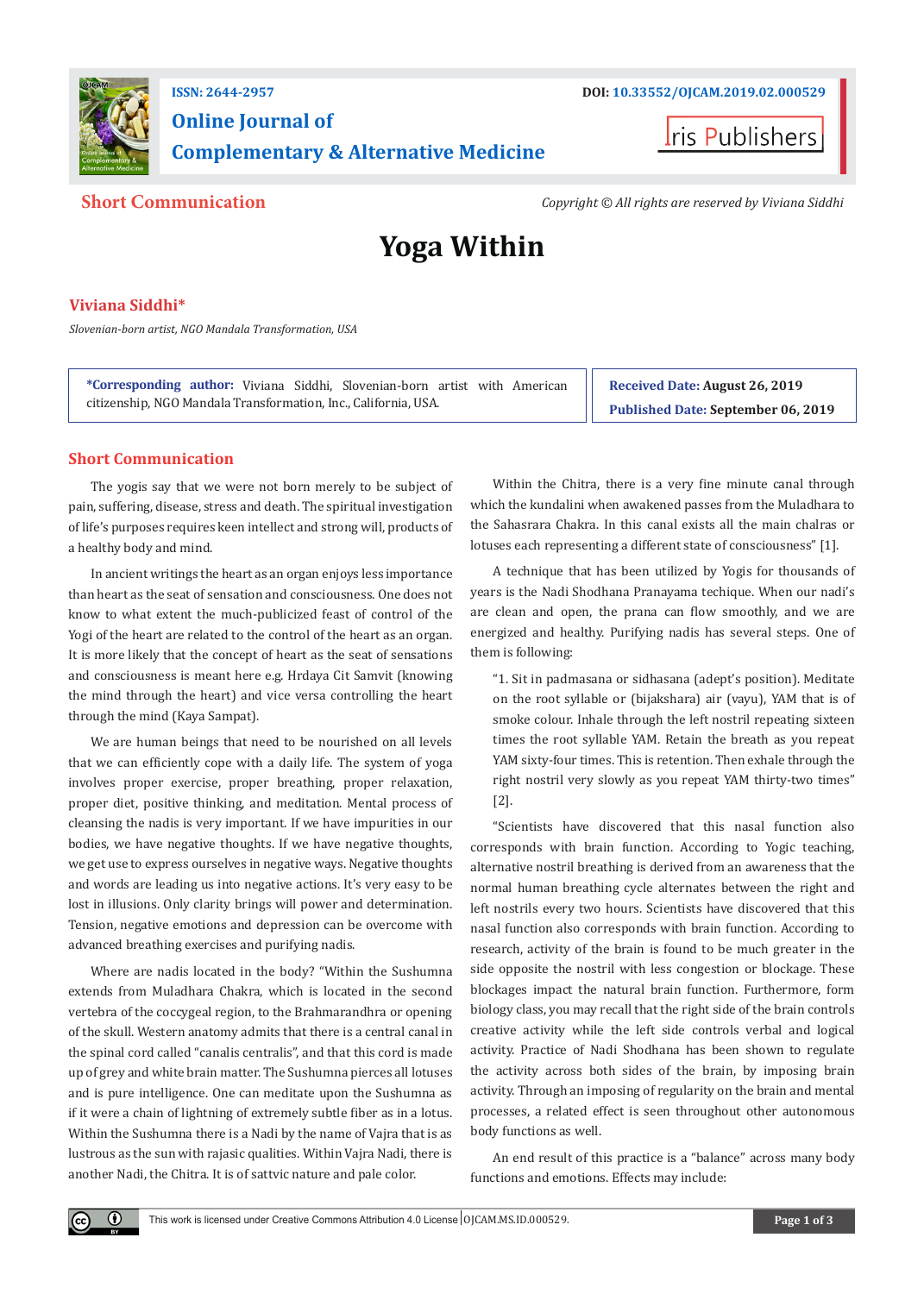ISSN: 2644-2957 DOI: 10.33552/OJCAM.2019.02.000529

# Online Journal of Complementary & Alternative Medicine

Iris Publishers

**Short Communication**

*Copyright © All rights are reserved by Viviana Siddhi*

# Yoga Within

**Viviana Siddhi***

*Slovenian-born artist, NGO Mandala Transformation, USA*

**\*Corresponding author:** Viviana Siddhi, Slovenian-born artist with American citizenship, NGO Mandala Transformation, Inc., California, USA.

**Received Date:** August 26, 2019

**Published Date:** September 06, 2019

## Short Communication

The yogis say that we were not born merely to be subject of pain, suffering, disease, stress and death. The spiritual investigation of life's purposes requires keen intellect and strong will, products of a healthy body and mind.

In ancient writings the heart as an organ enjoys less importance than heart as the seat of sensation and consciousness. One does not know to what extent the much-publicized feast of control of the Yogi of the heart are related to the control of the heart as an organ. It is more likely that the concept of heart as the seat of sensations and consciousness is meant here e.g. Hrdaya Cit Samvit (knowing the mind through the heart) and vice versa controlling the heart through the mind (Kaya Sampat).

We are human beings that need to be nourished on all levels that we can efficiently cope with a daily life. The system of yoga involves proper exercise, proper breathing, proper relaxation, proper diet, positive thinking, and meditation. Mental process of cleansing the nadis is very important. If we have impurities in our bodies, we have negative thoughts. If we have negative thoughts, we get use to express ourselves in negative ways. Negative thoughts and words are leading us into negative actions. It's very easy to be lost in illusions. Only clarity brings will power and determination. Tension, negative emotions and depression can be overcome with advanced breathing exercises and purifying nadis.

Where are nadis located in the body? "Within the Sushumna extends from Muladhara Chakra, which is located in the second vertebra of the coccygeal region, to the Brahmarandhra or opening of the skull. Western anatomy admits that there is a central canal in the spinal cord called "canalis centralis", and that this cord is made up of grey and white brain matter. The Sushumna pierces all lotuses and is pure intelligence. One can meditate upon the Sushumna as if it were a chain of lightning of extremely subtle fiber as in a lotus. Within the Sushumna there is a Nadi by the name of Vajra that is as lustrous as the sun with rajasic qualities. Within Vajra Nadi, there is another Nadi, the Chitra. It is of sattvic nature and pale color.

Within the Chitra, there is a very fine minute canal through which the kundalini when awakened passes from the Muladhara to the Sahasrara Chakra. In this canal exists all the main chalras or lotuses each representing a different state of consciousness" [1].

A technique that has been utilized by Yogis for thousands of years is the Nadi Shodhana Pranayama techique. When our nadi's are clean and open, the prana can flow smoothly, and we are energized and healthy. Purifying nadis has several steps. One of them is following:

"1. Sit in padmasana or sidhasana (adept's position). Meditate on the root syllable or (bijakshara) air (vayu), YAM that is of smoke colour. Inhale through the left nostril repeating sixteen times the root syllable YAM. Retain the breath as you repeat YAM sixty-four times. This is retention. Then exhale through the right nostril very slowly as you repeat YAM thirty-two times" [2].

"Scientists have discovered that this nasal function also corresponds with brain function. According to Yogic teaching, alternative nostril breathing is derived from an awareness that the normal human breathing cycle alternates between the right and left nostrils every two hours. Scientists have discovered that this nasal function also corresponds with brain function. According to research, activity of the brain is found to be much greater in the side opposite the nostril with less congestion or blockage. These blockages impact the natural brain function. Furthermore, form biology class, you may recall that the right side of the brain controls creative activity while the left side controls verbal and logical activity. Practice of Nadi Shodhana has been shown to regulate the activity across both sides of the brain, by imposing brain activity. Through an imposing of regularity on the brain and mental processes, a related effect is seen throughout other autonomous body functions as well.

An end result of this practice is a "balance" across many body functions and emotions. Effects may include: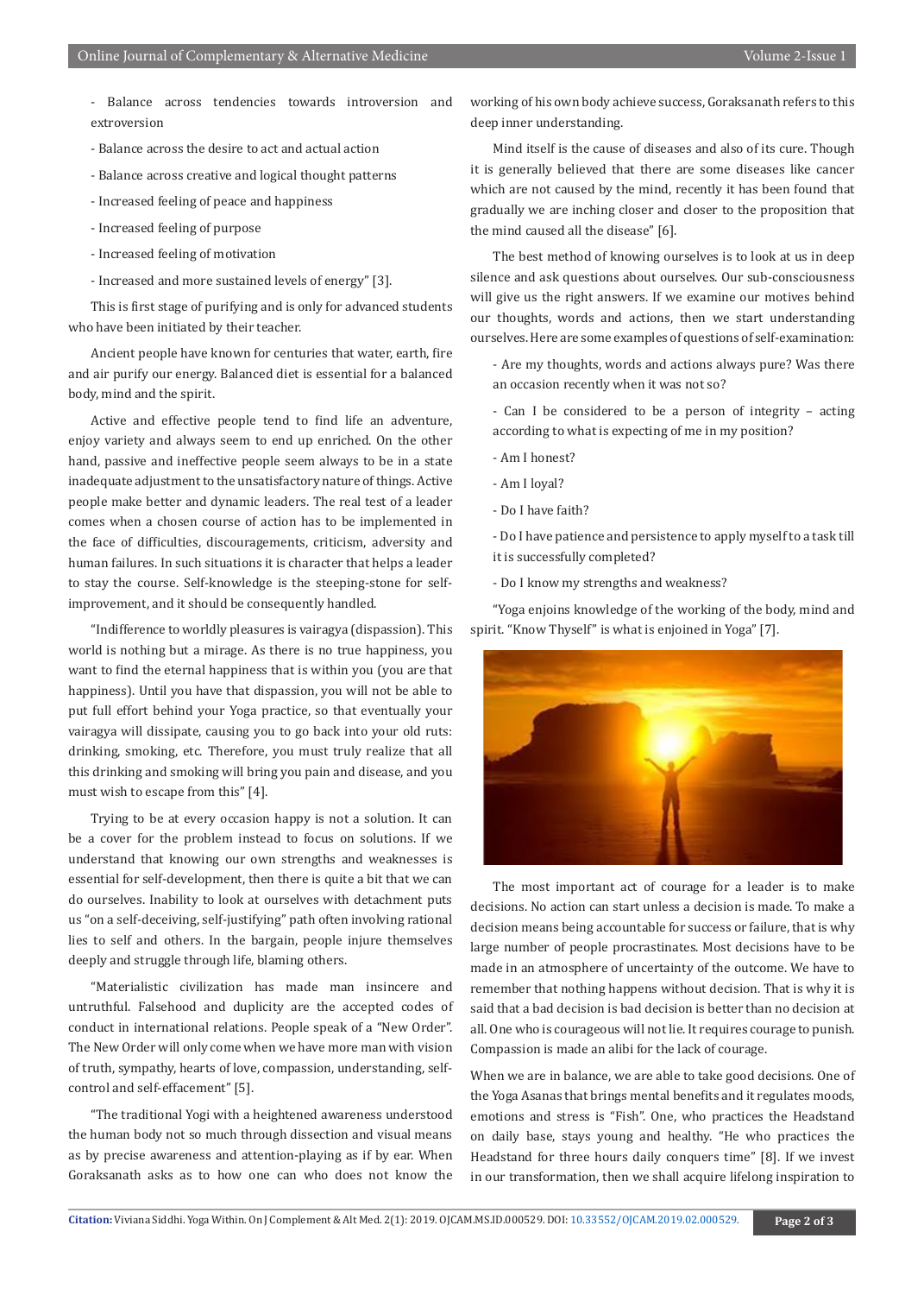- Balance across tendencies towards introversion and extroversion

- Balance across the desire to act and actual action

- Balance across creative and logical thought patterns

- Increased feeling of peace and happiness

- Increased feeling of purpose

- Increased feeling of motivation

- Increased and more sustained levels of energy" [3].

This is first stage of purifying and is only for advanced students who have been initiated by their teacher.

Ancient people have known for centuries that water, earth, fire and air purify our energy. Balanced diet is essential for a balanced body, mind and the spirit.

Active and effective people tend to find life an adventure, enjoy variety and always seem to end up enriched. On the other hand, passive and ineffective people seem always to be in a state inadequate adjustment to the unsatisfactory nature of things. Active people make better and dynamic leaders. The real test of a leader comes when a chosen course of action has to be implemented in the face of difficulties, discouragements, criticism, adversity and human failures. In such situations it is character that helps a leader to stay the course. Self-knowledge is the steeping-stone for self-improvement, and it should be consequently handled.

"Indifference to worldly pleasures is vairagya (dispassion). This world is nothing but a mirage. As there is no true happiness, you want to find the eternal happiness that is within you (you are that happiness). Until you have that dispassion, you will not be able to put full effort behind your Yoga practice, so that eventually your vairagya will dissipate, causing you to go back into your old ruts: drinking, smoking, etc. Therefore, you must truly realize that all this drinking and smoking will bring you pain and disease, and you must wish to escape from this" [4].

Trying to be at every occasion happy is not a solution. It can be a cover for the problem instead to focus on solutions. If we understand that knowing our own strengths and weaknesses is essential for self-development, then there is quite a bit that we can do ourselves. Inability to look at ourselves with detachment puts us "on a self-deceiving, self-justifying" path often involving rational lies to self and others. In the bargain, people injure themselves deeply and struggle through life, blaming others.

"Materialistic civilization has made man insincere and untruthful. Falsehood and duplicity are the accepted codes of conduct in international relations. People speak of a "New Order". The New Order will only come when we have more man with vision of truth, sympathy, hearts of love, compassion, understanding, self-control and self-effacement" [5].

"The traditional Yogi with a heightened awareness understood the human body not so much through dissection and visual means as by precise awareness and attention-playing as if by ear. When Goraksanath asks as to how one can who does not know the working of his own body achieve success, Goraksanath refers to this deep inner understanding.

Mind itself is the cause of diseases and also of its cure. Though it is generally believed that there are some diseases like cancer which are not caused by the mind, recently it has been found that gradually we are inching closer and closer to the proposition that the mind caused all the disease" [6].

The best method of knowing ourselves is to look at us in deep silence and ask questions about ourselves. Our sub-consciousness will give us the right answers. If we examine our motives behind our thoughts, words and actions, then we start understanding ourselves. Here are some examples of questions of self-examination:

- Are my thoughts, words and actions always pure? Was there an occasion recently when it was not so?

- Can I be considered to be a person of integrity – acting according to what is expecting of me in my position?

- Am I honest?

- Am I loyal?

- Do I have faith?

- Do I have patience and persistence to apply myself to a task till it is successfully completed?

- Do I know my strengths and weakness?

"Yoga enjoins knowledge of the working of the body, mind and spirit. "Know Thyself" is what is enjoined in Yoga" [7].

The most important act of courage for a leader is to make decisions. No action can start unless a decision is made. To make a decision means being accountable for success or failure, that is why large number of people procrastinates. Most decisions have to be made in an atmosphere of uncertainty of the outcome. We have to remember that nothing happens without decision. That is why it is said that a bad decision is bad decision is better than no decision at all. One who is courageous will not lie. It requires courage to punish. Compassion is made an alibi for the lack of courage.

When we are in balance, we are able to take good decisions. One of the Yoga Asanas that brings mental benefits and it regulates moods, emotions and stress is "Fish". One, who practices the Headstand on daily base, stays young and healthy. "He who practices the Headstand for three hours daily conquers time" [8]. If we invest in our transformation, then we shall acquire lifelong inspiration to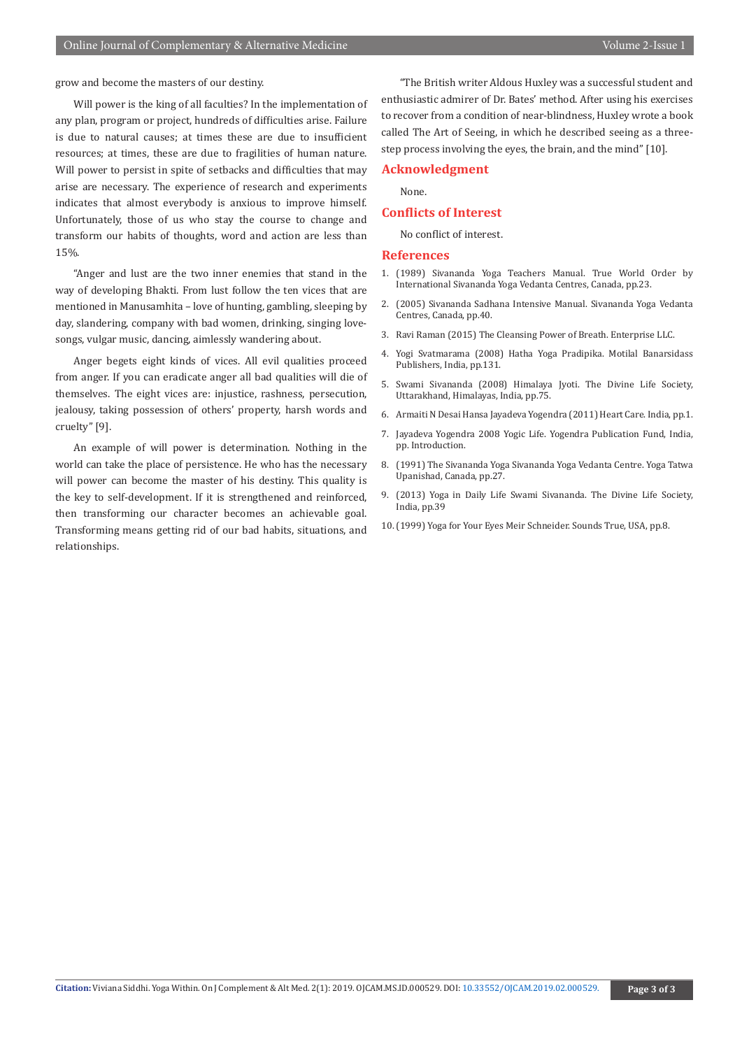grow and become the masters of our destiny.

Will power is the king of all faculties? In the implementation of any plan, program or project, hundreds of difficulties arise. Failure is due to natural causes; at times these are due to insufficient resources; at times, these are due to fragilities of human nature. Will power to persist in spite of setbacks and difficulties that may arise are necessary. The experience of research and experiments indicates that almost everybody is anxious to improve himself. Unfortunately, those of us who stay the course to change and transform our habits of thoughts, word and action are less than 15%.

"Anger and lust are the two inner enemies that stand in the way of developing Bhakti. From lust follow the ten vices that are mentioned in Manusamhita – love of hunting, gambling, sleeping by day, slandering, company with bad women, drinking, singing love-songs, vulgar music, dancing, aimlessly wandering about.

Anger begets eight kinds of vices. All evil qualities proceed from anger. If you can eradicate anger all bad qualities will die of themselves. The eight vices are: injustice, rashness, persecution, jealousy, taking possession of others' property, harsh words and cruelty" [9].

An example of will power is determination. Nothing in the world can take the place of persistence. He who has the necessary will power can become the master of his destiny. This quality is the key to self-development. If it is strengthened and reinforced, then transforming our character becomes an achievable goal. Transforming means getting rid of our bad habits, situations, and relationships.

"The British writer Aldous Huxley was a successful student and enthusiastic admirer of Dr. Bates' method. After using his exercises to recover from a condition of near-blindness, Huxley wrote a book called The Art of Seeing, in which he described seeing as a three-step process involving the eyes, the brain, and the mind" [10].

## Acknowledgment

None.

## Conflicts of Interest

No conflict of interest.

## References

1. (1989) Sivananda Yoga Teachers Manual. True World Order by International Sivananda Yoga Vedanta Centres, Canada, pp.23.
2. (2005) Sivananda Sadhana Intensive Manual. Sivananda Yoga Vedanta Centres, Canada, pp.40.
3. Ravi Raman (2015) The Cleansing Power of Breath. Enterprise LLC.
4. Yogi Svatmarama (2008) Hatha Yoga Pradipika. Motilal Banarsidass Publishers, India, pp.131.
5. Swami Sivananda (2008) Himalaya Jyoti. The Divine Life Society, Uttarakhand, Himalayas, India, pp.75.
6. Armaiti N Desai Hansa Jayadeva Yogendra (2011) Heart Care. India, pp.1.
7. Jayadeva Yogendra 2008 Yogic Life. Yogendra Publication Fund, India, pp. Introduction.
8. (1991) The Sivananda Yoga Sivananda Yoga Vedanta Centre. Yoga Tatwa Upanishad, Canada, pp.27.
9. (2013) Yoga in Daily Life Swami Sivananda. The Divine Life Society, India, pp.39
10. (1999) Yoga for Your Eyes Meir Schneider. Sounds True, USA, pp.8.